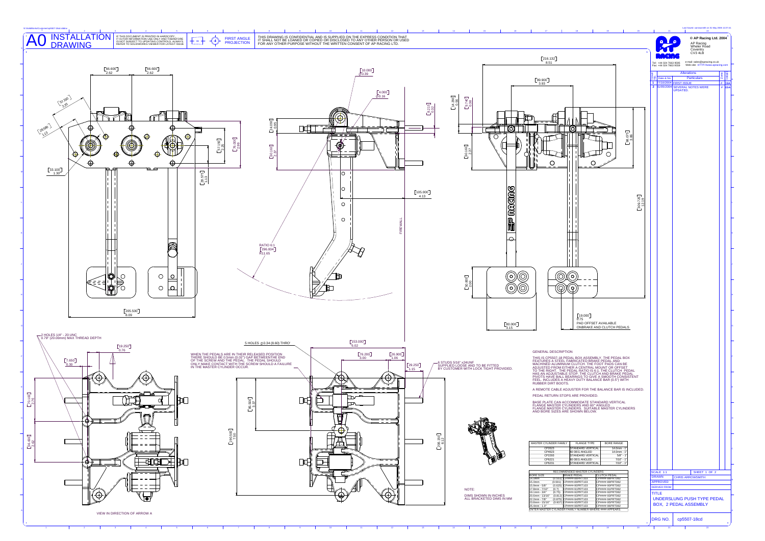# A0 INSTALLATION DRAWING

IF THIS DOCUMENT IS PRINTED IN HARDCOPY, IT IS FOR INFORMATION USE ONLY AND THEREFORE IS NOT SUBJECT TO UPDATING CONTROLS. ALWAYS REFER TO SOLIDWORKS VIEWER FOR LATEST ISSUE

FIRST ANGLE PROJECTION

THIS DRAWING IS CONFIDENTIAL AND IS SUPPLIED ON THE EXPRESS CONDITION THAT IT SHALL NOT BE LOANED OR COPIED OR DISCLOSED TO ANY OTHER PERSON OR USED FOR ANY OTHER PURPOSE WITHOUT THE WRITTEN CONSENT OF AP RACING LTD.

© AP Racing Ltd. 2004

AP Racing
Wheler Road
Coventry
CV3 4LB

Tel: +44 024 7663 9595
Fax: +44 024 7663 9559
e-mail: sales@apracing.co.uk
Web site: HTTP://www.apracing.com

| Issue No. | Date & No. | Particulars | | |
|---|---|---|---|---|
| 1 | 07/10/2004 | FIRST ISSUE | P | CDA |
| 2 | 31/05/2004 | SEVERAL NOTES WERE UPDATED. | P | CDA |

2 HOLES 1/4" - 20 UNC
0.79" (20.00mm) MAX THREAD DEPTH

5 HOLES ⌀0.34 (8.60) THRO'

WHEN THE PEDALS ARE IN THEIR RELEASED POSITION THERE SHOULD BE 0.5mm (0.02") GAP BETWEEN THE END OF THE SCREW AND THE PEDAL. THE PEDAL SHOULD ONLY MAKE CONTACT WITH THE SCREW SHOULD A FAILURE IN THE MASTER CYLINDER OCCUR.

6 STUDS 5/16" x24UNF SUPPLIED LOOSE AND TO BE FITTED BY CUSTOMER WITH LOCK TIGHT PROVIDED.

RATIO 6:1
[296.004] R11.65

FIREWALL

[19.000] 0.75
PAD OFFSET AVAILABLE ONBRAKE AND CLUTCH PEDALS

VIEW IN DIRECTION OF ARROW A

## GENERAL DESCRIPTION

THIS IS CP5507-18 PEDAL BOX ASSEMBLY. THE PEDAL BOX FEATURES A STEEL FABRICATED BRAKE PEDAL AND MACHINED ALUMINIUM CLUTCH. THE FOOT PADS CAN BE ADJUSTED FROM EITHER A CENTRAL MOUNT OR OFFSET TO THE RIGHT. THE PEDAL RATIO IS 6:1. THE CLUTCH PEDAL HAS AN ADJUSTABLE STOP. THE CLUTCH AND BRAKE PEDAL PIVOTS HAVE BALL BEARINGS TO GIVE A SMOOTH CONSISTENT FEEL. INCLUDES A HEAVY DUTY BALANCE BAR (0.5") WITH RUBBER DIRT BOOTS.

A REMOTE CABLE ADJUSTER FOR THE BALANCE BAR IS INCLUDED.

PEDAL RETURN STOPS ARE PROVIDED.

BASE PLATE CAN ACCOMMODATE STANDARD VERTICAL FLANGE MASTER CYLINDERS AND 60° ANGLED FLANGE MASTER CYLINDERS. SUITABLE MASTER CYLINDERS AND BORE SIZES ARE SHOWN BELOW.

| MASTER CYLINDER FAMILY | FLANGE TYPE | BORE RANGE |
|---|---|---|
| CP2623 | STANDARD VERTICAL | 14.0mm - 1" |
| CP4623 | 60 DEG ANGLED | 14.0mm - 1" |
| CP2293 | STANDARD VERTICAL | 5/8" - 1" |
| CP6221 | 60 DEG ANGLED | 7/10" - 1" |
| CP6231 | STANDARD VERTICAL | 7/10" - 1" |

| RECOMMENDED MASTER CYLINDERS | | | |
|---|---|---|---|
| BORE SIZE | | BRAKE PEDAL | CLUTCH PEDAL |
| 14.0mm | (0.551) | CP####-88PRT103 | CP####-88PRT082 |
| 15.0mm | (0.591) | CP####-89PRT103 | CP####-89PRT082 |
| 15.9mm - 5/8" | (0.625) | CP####-90PRT103 | CP####-90PRT082 |
| 17.8mm - 7/10" | (0.7) | CP####-91PRT103 | CP####-91PRT082 |
| 19.1mm - 3/4" | (0.75) | CP####-92PRT103 | CP####-92PRT082 |
| 20.6mm - 13/16" | (0.812) | CP####-93PRT103 | CP####-93PRT082 |
| 22.2mm - 7/8" | (0.875) | CP####-94PRT103 | CP####-94PRT082 |
| 23.8mm - 15/16" | (0.937) | CP####-95PRT103 | CP####-95PRT082 |
| 25.4mm - 1.0" | | CP####-96PRT103 | CP####-96PRT082 |

ENTER MASTER CYLINDER FAMILY NUMBER WHERE #### APPEARS.

NOTE:
DIMS SHOWN IN INCHES
ALL BRACKETED DIMS IN MM

| | |
|---|---|
| SCALE 1:1 | SHEET 1 OF 2 |
| DRAWN | CHRIS ARROWSMITH |
| APPROVED | |
| DERIVED FROM | |
| TITLE | UNDERSLUNG PUSH TYPE PEDAL BOX, 2 PEDAL ASSEMBLY |
| DRG NO. | cp5507-18cd |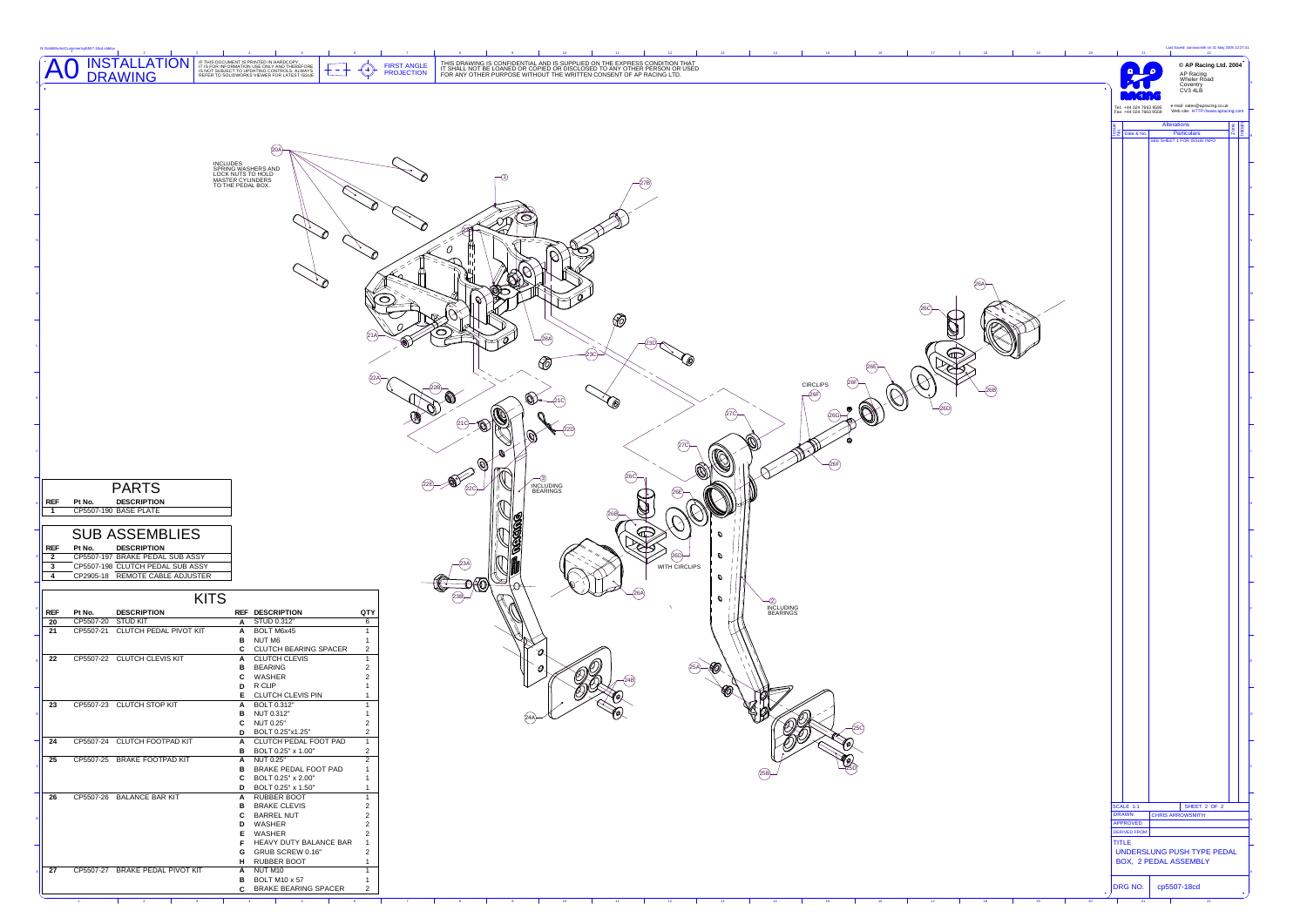# A0 INSTALLATION DRAWING

IF THIS DOCUMENT IS PRINTED IN HARDCOPY, IT IS FOR INFORMATION USE ONLY AND THEREFORE IS NOT SUBJECT TO UPDATING CONTROLS. ALWAYS REFER TO SOLIDWORKS VIEWER FOR LATEST ISSUE

FIRST ANGLE PROJECTION

THIS DRAWING IS CONFIDENTIAL AND IS SUPPLIED ON THE EXPRESS CONDITION THAT IT SHALL NOT BE LOANED OR COPIED OR DISCLOSED TO ANY OTHER PERSON OR USED FOR ANY OTHER PURPOSE WITHOUT THE WRITTEN CONSENT OF AP RACING LTD.

© AP Racing Ltd. 2004

AP Racing
Wheler Road
Coventry
CV3 4LB

Tel: +44 024 7663 9595
Fax: +44 024 7663 9559

e-mail: sales@apracing.co.uk
Web site: HTTP://www.apracing.com

Alterations

| Date & No. | Particulars |
|---|---|
| | SEE SHEET 1 FOR ISSUE INFO |

INCLUDES SPRING WASHERS AND LOCK NUTS TO HOLD MASTER CYLINDERS TO THE PEDAL BOX.

20A, 3, 27B, 27A, 21A, 26A, 23D, 23C, 22A, 22B, 21C, 21B, 22D, 22E, 22C, 3 INCLUDING BEARINGS, 26C, 26E, 26B, 26D WITH CIRCLIPS, 23A, 23B, 26A, 27C, 2 INCLUDING BEARINGS, 25A, 24B, 24A, 25C, 25D, 25B, CIRCLIPS, 26F, 26G, 26H

## PARTS

| REF | Pt No. | DESCRIPTION |
|---|---|---|
| 1 | CP5507-190 | BASE PLATE |

## SUB ASSEMBLIES

| REF | Pt No. | DESCRIPTION |
|---|---|---|
| 2 | CP5507-197 | BRAKE PEDAL SUB ASSY |
| 3 | CP5507-198 | CLUTCH PEDAL SUB ASSY |
| 4 | CP2905-18 | REMOTE CABLE ADJUSTER |

## KITS

| REF | Pt No. | DESCRIPTION | REF | DESCRIPTION | QTY |
|---|---|---|---|---|---|
| 20 | CP5507-20 | STUD KIT | A | STUD 0.312" | 6 |
| 21 | CP5507-21 | CLUTCH PEDAL PIVOT KIT | A | BOLT M6x45 | 1 |
| | | | B | NUT M6 | 1 |
| | | | C | CLUTCH BEARING SPACER | 2 |
| 22 | CP5507-22 | CLUTCH CLEVIS KIT | A | CLUTCH CLEVIS | 1 |
| | | | B | BEARING | 2 |
| | | | C | WASHER | 2 |
| | | | D | R CLIP | 1 |
| | | | E | CLUTCH CLEVIS PIN | 1 |
| 23 | CP5507-23 | CLUTCH STOP KIT | A | BOLT 0.312" | 1 |
| | | | B | NUT 0.312" | 1 |
| | | | C | NUT 0.25" | 2 |
| | | | D | BOLT 0.25"x1.25" | 2 |
| 24 | CP5507-24 | CLUTCH FOOTPAD KIT | A | CLUTCH PEDAL FOOT PAD | 1 |
| | | | B | BOLT 0.25" x 1.00" | 2 |
| 25 | CP5507-25 | BRAKE FOOTPAD KIT | A | NUT 0.25" | 2 |
| | | | B | BRAKE PEDAL FOOT PAD | 1 |
| | | | C | BOLT 0.25" x 2.00" | 1 |
| | | | D | BOLT 0.25" x 1.50" | 1 |
| 26 | CP5507-26 | BALANCE BAR KIT | A | RUBBER BOOT | 1 |
| | | | B | BRAKE CLEVIS | 2 |
| | | | C | BARREL NUT | 2 |
| | | | D | WASHER | 2 |
| | | | E | WASHER | 2 |
| | | | F | HEAVY DUTY BALANCE BAR | 1 |
| | | | G | GRUB SCREW 0.16" | 2 |
| | | | H | RUBBER BOOT | 1 |
| 27 | CP5507-27 | BRAKE PEDAL PIVOT KIT | A | NUT M10 | 1 |
| | | | B | BOLT M10 x 57 | 1 |
| | | | C | BRAKE BEARING SPACER | 2 |

| | |
|---|---|
| SCALE 1:1 | SHEET 2 OF 2 |
| DRAWN | CHRIS ARROWSMITH |
| APPROVED | |
| DERIVED FROM | |
| TITLE | UNDERSLUNG PUSH TYPE PEDAL BOX, 2 PEDAL ASSEMBLY |
| DRG NO. | cp5507-18cd |